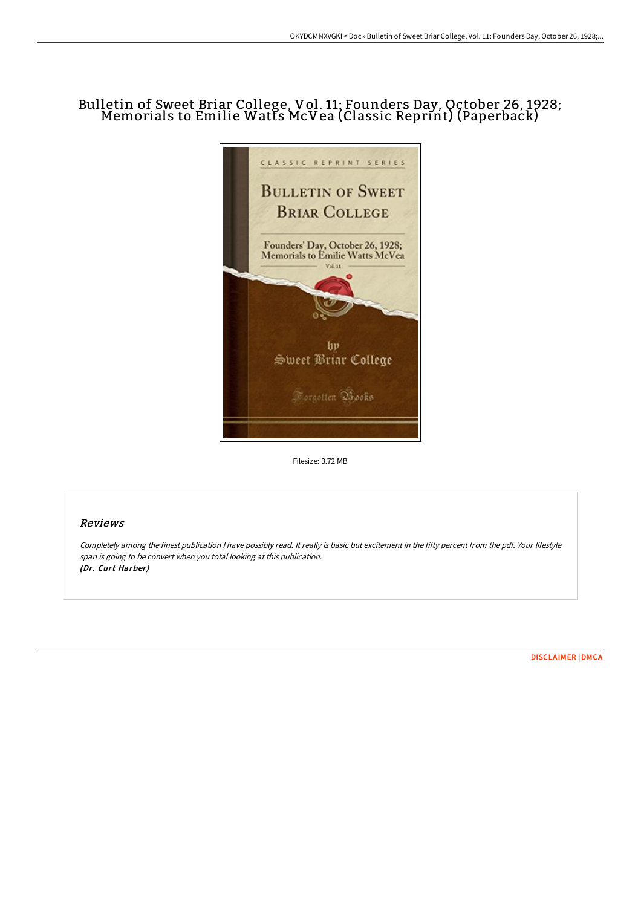# Bulletin of Sweet Briar College, Vol. 11: Founders Day, October 26, 1928; Memorials to Emilie Watts McVea (Classic Reprint) (Paperback)

Filesize: 3.72 MB

## Reviews

*Completely among the finest publication I have possibly read. It really is basic but excitement in the fifty percent from the pdf. Your lifestyle span is going to be convert when you total looking at this publication.*
*(Dr. Curt Harber)*

DISCLAIMER | DMCA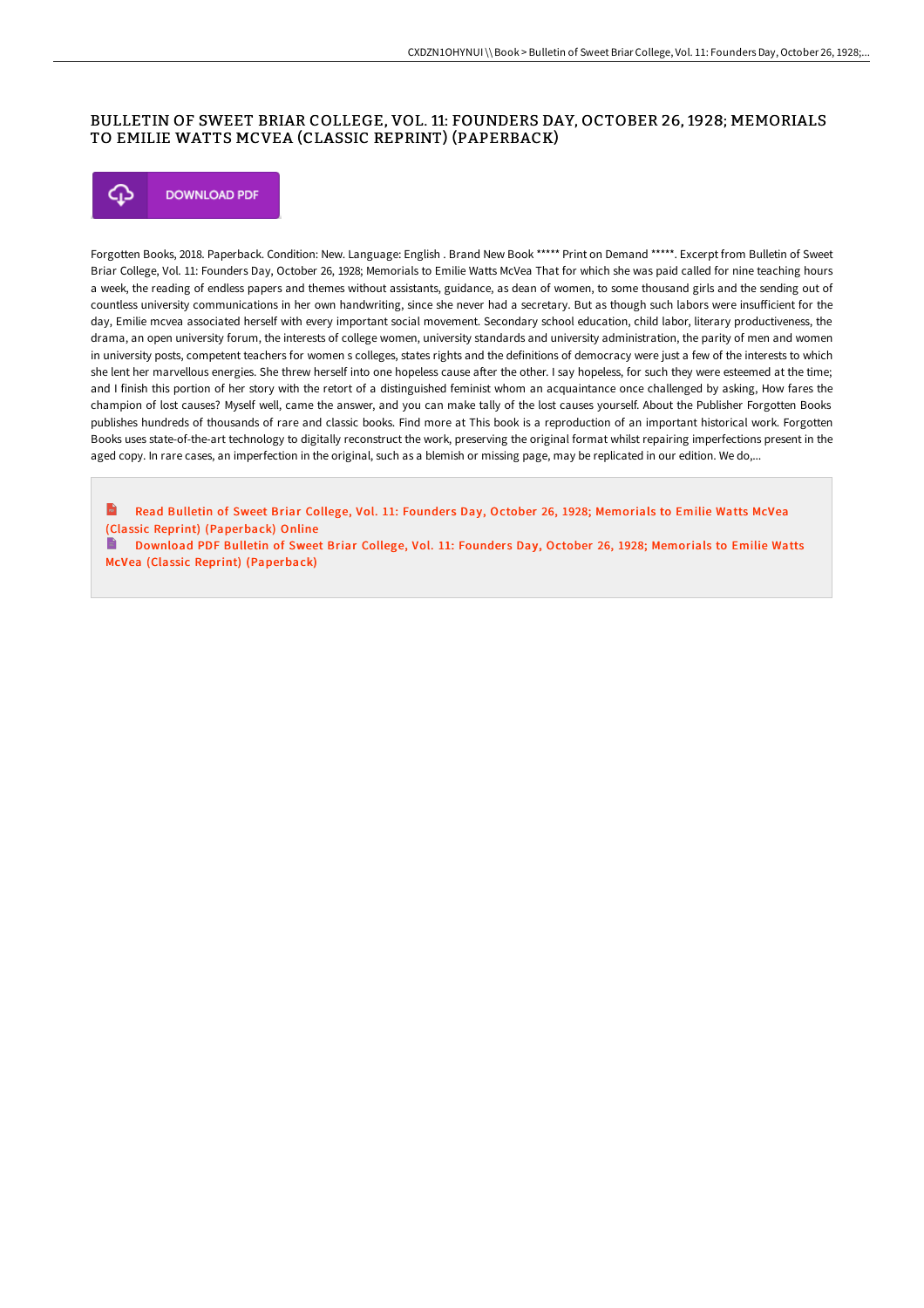# BULLETIN OF SWEET BRIAR COLLEGE, VOL. 11: FOUNDERS DAY, OCTOBER 26, 1928; MEMORIALS TO EMILIE WATTS MCVEA (CLASSIC REPRINT) (PAPERBACK)

DOWNLOAD PDF

Forgotten Books, 2018. Paperback. Condition: New. Language: English . Brand New Book ***** Print on Demand *****. Excerpt from Bulletin of Sweet Briar College, Vol. 11: Founders Day, October 26, 1928; Memorials to Emilie Watts McVea That for which she was paid called for nine teaching hours a week, the reading of endless papers and themes without assistants, guidance, as dean of women, to some thousand girls and the sending out of countless university communications in her own handwriting, since she never had a secretary. But as though such labors were insufficient for the day, Emilie mcvea associated herself with every important social movement. Secondary school education, child labor, literary productiveness, the drama, an open university forum, the interests of college women, university standards and university administration, the parity of men and women in university posts, competent teachers for women s colleges, states rights and the definitions of democracy were just a few of the interests to which she lent her marvellous energies. She threw herself into one hopeless cause after the other. I say hopeless, for such they were esteemed at the time; and I finish this portion of her story with the retort of a distinguished feminist whom an acquaintance once challenged by asking, How fares the champion of lost causes? Myself well, came the answer, and you can make tally of the lost causes yourself. About the Publisher Forgotten Books publishes hundreds of thousands of rare and classic books. Find more at This book is a reproduction of an important historical work. Forgotten Books uses state-of-the-art technology to digitally reconstruct the work, preserving the original format whilst repairing imperfections present in the aged copy. In rare cases, an imperfection in the original, such as a blemish or missing page, may be replicated in our edition. We do,...

Read Bulletin of Sweet Briar College, Vol. 11: Founders Day, October 26, 1928; Memorials to Emilie Watts McVea (Classic Reprint) (Paperback) Online

Download PDF Bulletin of Sweet Briar College, Vol. 11: Founders Day, October 26, 1928; Memorials to Emilie Watts McVea (Classic Reprint) (Paperback)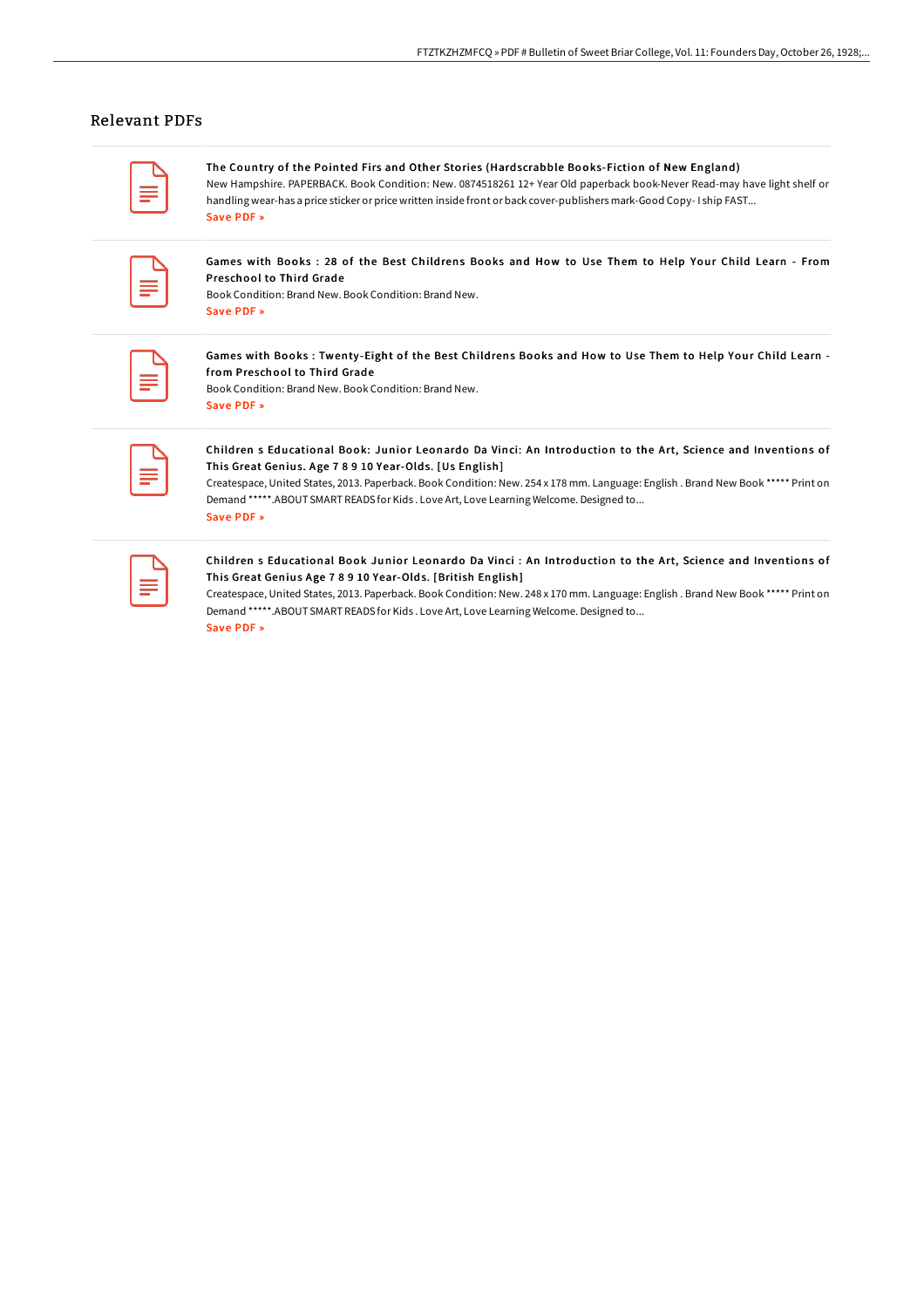## Relevant PDFs

**The Country of the Pointed Firs and Other Stories (Hardscrabble Books-Fiction of New England)**
New Hampshire. PAPERBACK. Book Condition: New. 0874518261 12+ Year Old paperback book-Never Read-may have light shelf or handling wear-has a price sticker or price written inside front or back cover-publishers mark-Good Copy- I ship FAST...
Save PDF »

**Games with Books : 28 of the Best Childrens Books and How to Use Them to Help Your Child Learn - From Preschool to Third Grade**
Book Condition: Brand New. Book Condition: Brand New.
Save PDF »

**Games with Books : Twenty-Eight of the Best Childrens Books and How to Use Them to Help Your Child Learn - from Preschool to Third Grade**
Book Condition: Brand New. Book Condition: Brand New.
Save PDF »

**Children s Educational Book: Junior Leonardo Da Vinci: An Introduction to the Art, Science and Inventions of This Great Genius. Age 7 8 9 10 Year-Olds. [Us English]**
Createspace, United States, 2013. Paperback. Book Condition: New. 254 x 178 mm. Language: English . Brand New Book ***** Print on Demand *****.ABOUT SMART READS for Kids . Love Art, Love Learning Welcome. Designed to...
Save PDF »

**Children s Educational Book Junior Leonardo Da Vinci : An Introduction to the Art, Science and Inventions of This Great Genius Age 7 8 9 10 Year-Olds. [British English]**
Createspace, United States, 2013. Paperback. Book Condition: New. 248 x 170 mm. Language: English . Brand New Book ***** Print on Demand *****.ABOUT SMART READS for Kids . Love Art, Love Learning Welcome. Designed to...
Save PDF »